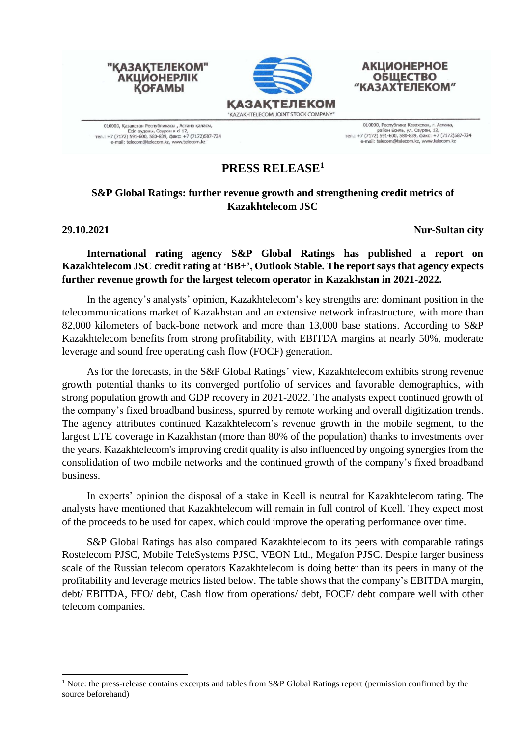"ҚАЗАҚТЕЛЕКОМ" АКЦИОНЕРЛІК ҚОҒАМЫ

ҚАЗАҚТЕЛЕКОМ
"KAZAKHTELECOM JOINT STOCK COMPANY"

АКЦИОНЕРНОЕ ОБЩЕСТВО "КАЗАХТЕЛЕКОМ"

010000, Қазақстан Республикасы , Астана қаласы, Есіл ауданы, Сауран к-сі 12, тел.: +7 (7172) 591-600, 580-839, факс: +7 (7172)587-724 e-mail: telecom@telecom.kz, www.telecom.kz

010000, Республика Казахстан, г. Астана, район Есиль, ул. Сауран, 12, тел.: +7 (7172) 591-600, 580-839, факс: +7 (7172)587-724 e-mail: telecom@telecom.kz, www.telecom.kz

# PRESS RELEASE[1]

## S&P Global Ratings: further revenue growth and strengthening credit metrics of Kazakhtelecom JSC

**29.10.2021** **Nur-Sultan city**

**International rating agency S&P Global Ratings has published a report on Kazakhtelecom JSC credit rating at 'BB+', Outlook Stable. The report says that agency expects further revenue growth for the largest telecom operator in Kazakhstan in 2021-2022.**

In the agency's analysts' opinion, Kazakhtelecom's key strengths are: dominant position in the telecommunications market of Kazakhstan and an extensive network infrastructure, with more than 82,000 kilometers of back-bone network and more than 13,000 base stations. According to S&P Kazakhtelecom benefits from strong profitability, with EBITDA margins at nearly 50%, moderate leverage and sound free operating cash flow (FOCF) generation.

As for the forecasts, in the S&P Global Ratings' view, Kazakhtelecom exhibits strong revenue growth potential thanks to its converged portfolio of services and favorable demographics, with strong population growth and GDP recovery in 2021-2022. The analysts expect continued growth of the company's fixed broadband business, spurred by remote working and overall digitization trends. The agency attributes continued Kazakhtelecom's revenue growth in the mobile segment, to the largest LTE coverage in Kazakhstan (more than 80% of the population) thanks to investments over the years. Kazakhtelecom's improving credit quality is also influenced by ongoing synergies from the consolidation of two mobile networks and the continued growth of the company's fixed broadband business.

In experts' opinion the disposal of a stake in Kcell is neutral for Kazakhtelecom rating. The analysts have mentioned that Kazakhtelecom will remain in full control of Kcell. They expect most of the proceeds to be used for capex, which could improve the operating performance over time.

S&P Global Ratings has also compared Kazakhtelecom to its peers with comparable ratings Rostelecom PJSC, Mobile TeleSystems PJSC, VEON Ltd., Megafon PJSC. Despite larger business scale of the Russian telecom operators Kazakhtelecom is doing better than its peers in many of the profitability and leverage metrics listed below. The table shows that the company's EBITDA margin, debt/ EBITDA, FFO/ debt, Cash flow from operations/ debt, FOCF/ debt compare well with other telecom companies.

[1] Note: the press-release contains excerpts and tables from S&P Global Ratings report (permission confirmed by the source beforehand)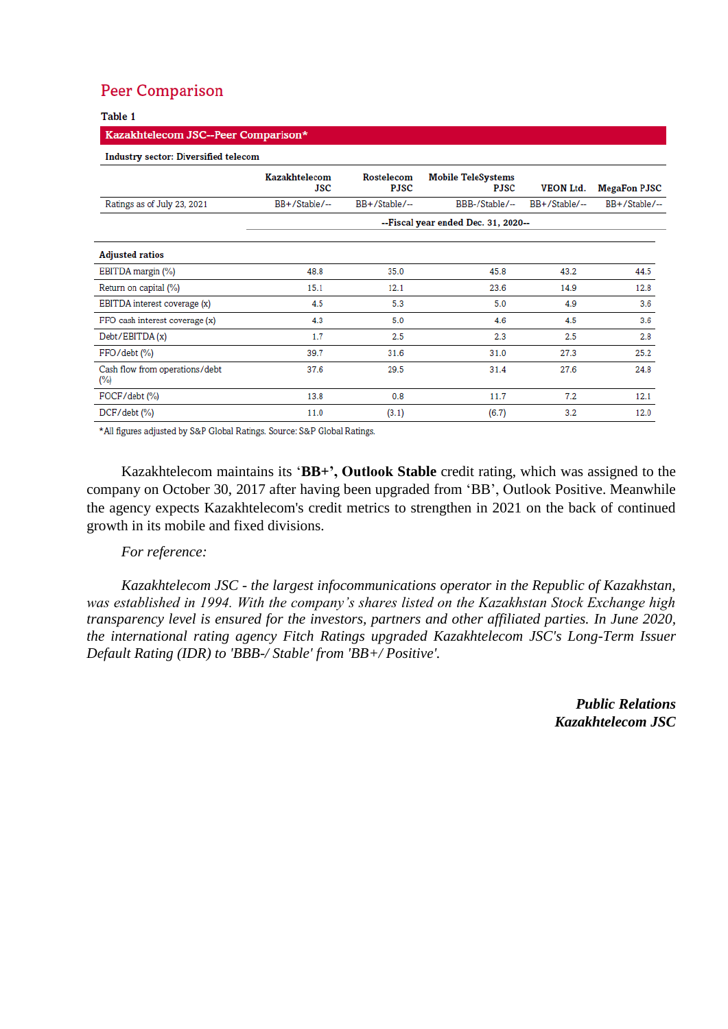## Peer Comparison

**Table 1**

**Kazakhtelecom JSC--Peer Comparison***

**Industry sector: Diversified telecom**

| | Kazakhtelecom JSC | Rostelecom PJSC | Mobile TeleSystems PJSC | VEON Ltd. | MegaFon PJSC |
|---|---|---|---|---|---|
| Ratings as of July 23, 2021 | BB+/Stable/-- | BB+/Stable/-- | BBB-/Stable/-- | BB+/Stable/-- | BB+/Stable/-- |
| | **--Fiscal year ended Dec. 31, 2020--** | | | | |
| **Adjusted ratios** | | | | | |
| EBITDA margin (%) | 48.8 | 35.0 | 45.8 | 43.2 | 44.5 |
| Return on capital (%) | 15.1 | 12.1 | 23.6 | 14.9 | 12.8 |
| EBITDA interest coverage (x) | 4.5 | 5.3 | 5.0 | 4.9 | 3.6 |
| FFO cash interest coverage (x) | 4.3 | 5.0 | 4.6 | 4.5 | 3.6 |
| Debt/EBITDA (x) | 1.7 | 2.5 | 2.3 | 2.5 | 2.8 |
| FFO/debt (%) | 39.7 | 31.6 | 31.0 | 27.3 | 25.2 |
| Cash flow from operations/debt (%) | 37.6 | 29.5 | 31.4 | 27.6 | 24.8 |
| FOCF/debt (%) | 13.8 | 0.8 | 11.7 | 7.2 | 12.1 |
| DCF/debt (%) | 11.0 | (3.1) | (6.7) | 3.2 | 12.0 |

*All figures adjusted by S&P Global Ratings. Source: S&P Global Ratings.

Kazakhtelecom maintains its ‘**BB+’, Outlook Stable** credit rating, which was assigned to the company on October 30, 2017 after having been upgraded from ‘BB’, Outlook Positive. Meanwhile the agency expects Kazakhtelecom's credit metrics to strengthen in 2021 on the back of continued growth in its mobile and fixed divisions.

*For reference:*

*Kazakhtelecom JSC - the largest infocommunications operator in the Republic of Kazakhstan, was established in 1994. With the company’s shares listed on the Kazakhstan Stock Exchange high transparency level is ensured for the investors, partners and other affiliated parties. In June 2020, the international rating agency Fitch Ratings upgraded Kazakhtelecom JSC's Long-Term Issuer Default Rating (IDR) to 'BBB-/ Stable' from 'BB+/ Positive'.*

***Public Relations***
***Kazakhtelecom JSC***